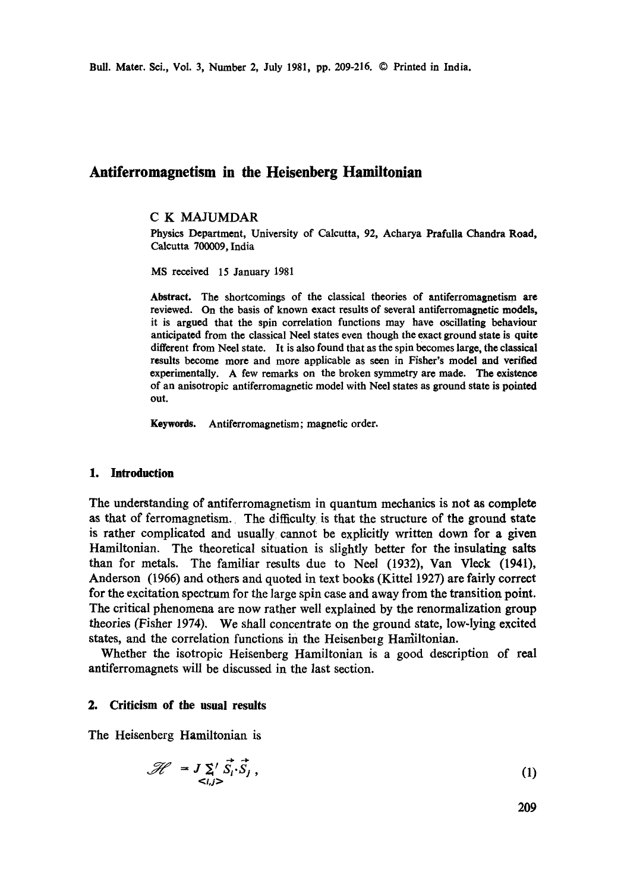# Antiferromagnetism in the Heisenberg Hamiltonian

C K MAJUMDAR

Physics Department, University of Calcutta, 92, Acharya Prafulla Chandra Road, Calcutta 700009, India

MS received 15 January 1981

**Abstract.** The shortcomings of the classical theories of antiferromagnetism are reviewed. On the basis of known exact results of several antiferromagnetic models, it is argued that the spin correlation functions may have oscillating behaviour anticipated from the classical Neel states even though the exact ground state is quite different from Neel state. It is also found that as the spin becomes large, the classical results become more and more applicable as seen in Fisher's model and verified experimentally. A few remarks on the broken symmetry are made. The existence of an anisotropic antiferromagnetic model with Neel states as ground state is pointed out.

**Keywords.** Antiferromagnetism; magnetic order.

## 1. Introduction

The understanding of antiferromagnetism in quantum mechanics is not as complete as that of ferromagnetism. The difficulty is that the structure of the ground state is rather complicated and usually cannot be explicitly written down for a given Hamiltonian. The theoretical situation is slightly better for the insulating salts than for metals. The familiar results due to Neel (1932), Van Vleck (1941), Anderson (1966) and others and quoted in text books (Kittel 1927) are fairly correct for the excitation spectrum for the large spin case and away from the transition point. The critical phenomena are now rather well explained by the renormalization group theories (Fisher 1974). We shall concentrate on the ground state, low-lying excited states, and the correlation functions in the Heisenbeig Hamiltonian.

Whether the isotropic Heisenberg Hamiltonian is a good description of real antiferromagnets will be discussed in the last section.

## 2. Criticism of the usual results

The Heisenberg Hamiltonian is

$$\mathscr{H} = J \sum_{<i,j>}' \vec{S}_i \cdot \vec{S}_j \,, \tag{1}$$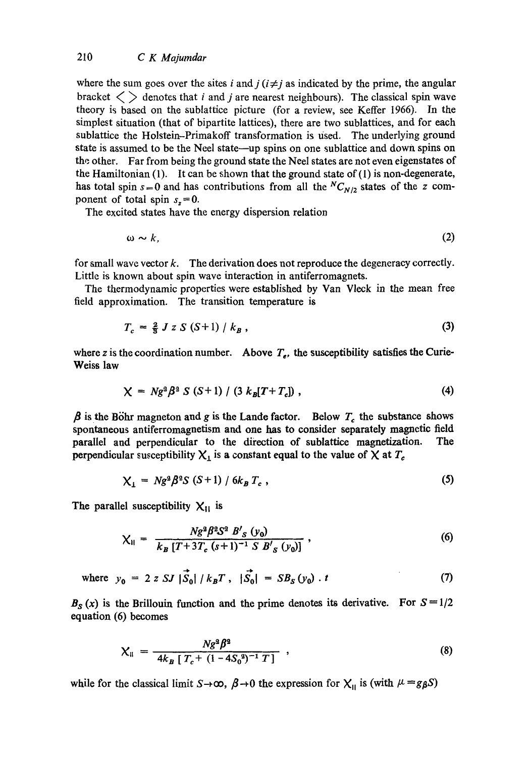where the sum goes over the sites $i$ and $j$ ($i \neq j$ as indicated by the prime, the angular bracket $\langle \rangle$ denotes that $i$ and $j$ are nearest neighbours). The classical spin wave theory is based on the sublattice picture (for a review, see Keffer 1966). In the simplest situation (that of bipartite lattices), there are two sublattices, and for each sublattice the Holstein–Primakoff transformation is used. The underlying ground state is assumed to be the Neel state—up spins on one sublattice and down spins on the other. Far from being the ground state the Neel states are not even eigenstates of the Hamiltonian (1). It can be shown that the ground state of (1) is non-degenerate, has total spin $s=0$ and has contributions from all the ${}^{N}C_{N/2}$ states of the $z$ component of total spin $s_z=0$.

The excited states have the energy dispersion relation

$$\omega \sim k, \tag{2}$$

for small wave vector $k$. The derivation does not reproduce the degeneracy correctly. Little is known about spin wave interaction in antiferromagnets.

The thermodynamic properties were established by Van Vleck in the mean free field approximation. The transition temperature is

$$T_c = \tfrac{2}{3}\, J\, z\, S\, (S+1) \,/\, k_B\,, \tag{3}$$

where $z$ is the coordination number. Above $T_c$, the susceptibility satisfies the Curie-Weiss law

$$\chi = Ng^2\beta^2\, S\, (S+1) \,/\, (3\, k_B[T+T_c])\,, \tag{4}$$

$\beta$ is the Böhr magneton and $g$ is the Lande factor. Below $T_c$ the substance shows spontaneous antiferromagnetism and one has to consider separately magnetic field parallel and perpendicular to the direction of sublattice magnetization. The perpendicular susceptibility $\chi_\perp$ is a constant equal to the value of $\chi$ at $T_c$

$$\chi_\perp = Ng^2\beta^2 S\, (S+1) \,/\, 6k_B\, T_c\,, \tag{5}$$

The parallel susceptibility $\chi_{\parallel}$ is

$$\chi_{\parallel} = \frac{Ng^2\beta^2 S^2\, B'_S\,(y_0)}{k_B\,[T+3T_c\,(s+1)^{-1}\, S\, B'_S\,(y_0)]}\,, \tag{6}$$

$$\text{where } y_0 = 2\, z\, SJ\, |\vec{S}_0| \,/\, k_B T\,, \quad |\vec{S}_0| = SB_S\,(y_0)\,.\, t \tag{7}$$

$B_S\,(x)$ is the Brillouin function and the prime denotes its derivative. For $S=1/2$ equation (6) becomes

$$\chi_{\parallel} = \frac{Ng^2\beta^2}{4k_B\,[\,T_c + (1-4S_0^2)^{-1}\, T\,]}\,, \tag{8}$$

while for the classical limit $S \to \infty$, $\beta \to 0$ the expression for $\chi_{\parallel}$ is (with $\mu = g\beta S$)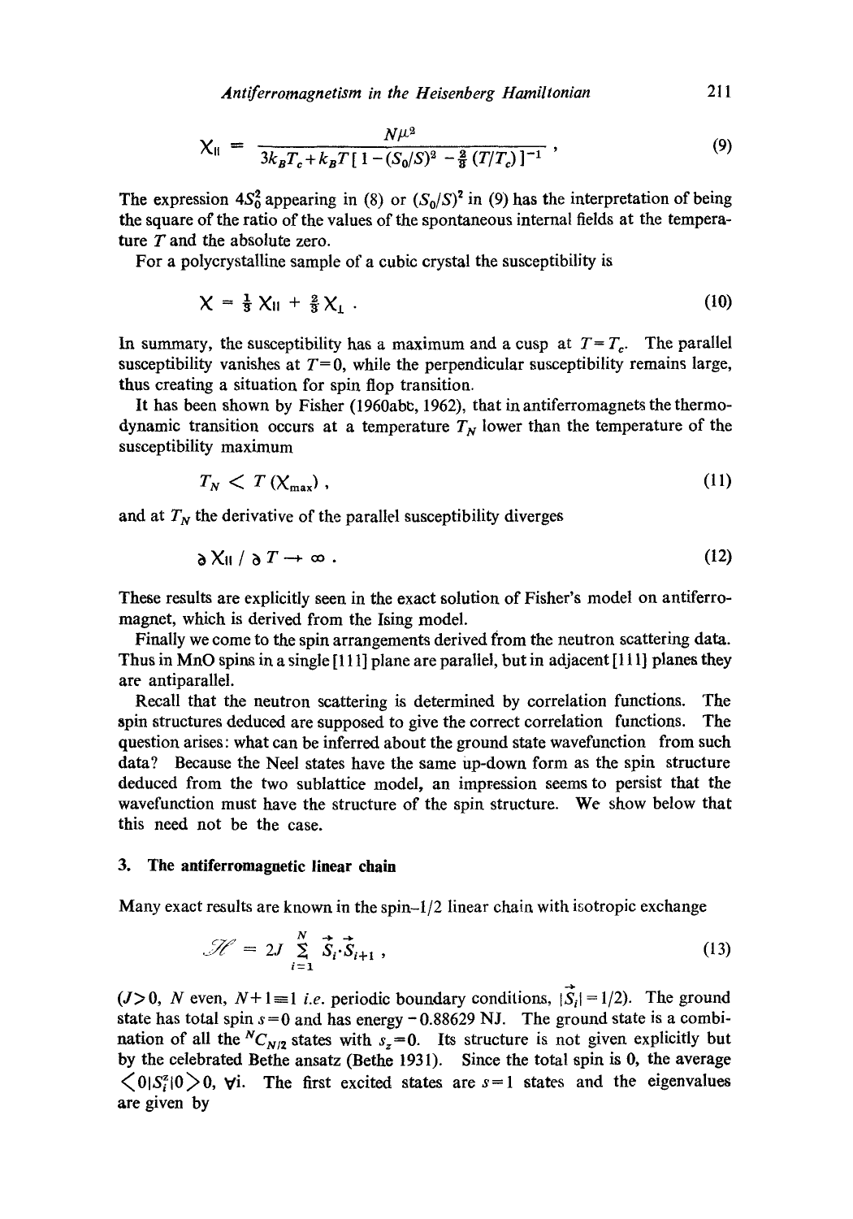$$\chi_{\|} = \frac{N\mu^2}{3k_BT_c + k_BT[1-(S_0/S)^2 - \frac{2}{8}(T/T_c)]^{-1}}, \tag{9}$$

The expression $4S_0^2$ appearing in (8) or $(S_0/S)^2$ in (9) has the interpretation of being the square of the ratio of the values of the spontaneous internal fields at the temperature $T$ and the absolute zero.

For a polycrystalline sample of a cubic crystal the susceptibility is

$$\chi = \frac{1}{3}\chi_{\|} + \frac{2}{3}\chi_{\perp}. \tag{10}$$

In summary, the susceptibility has a maximum and a cusp at $T = T_c$. The parallel susceptibility vanishes at $T = 0$, while the perpendicular susceptibility remains large, thus creating a situation for spin flop transition.

It has been shown by Fisher (1960abc, 1962), that in antiferromagnets the thermodynamic transition occurs at a temperature $T_N$ lower than the temperature of the susceptibility maximum

$$T_N < T(\chi_{\max}), \tag{11}$$

and at $T_N$ the derivative of the parallel susceptibility diverges

$$\partial\chi_{\|} / \partial T \rightarrow \infty. \tag{12}$$

These results are explicitly seen in the exact solution of Fisher's model on antiferromagnet, which is derived from the Ising model.

Finally we come to the spin arrangements derived from the neutron scattering data. Thus in MnO spins in a single [111] plane are parallel, but in adjacent [111] planes they are antiparallel.

Recall that the neutron scattering is determined by correlation functions. The spin structures deduced are supposed to give the correct correlation functions. The question arises: what can be inferred about the ground state wavefunction from such data? Because the Neel states have the same up-down form as the spin structure deduced from the two sublattice model, an impression seems to persist that the wavefunction must have the structure of the spin structure. We show below that this need not be the case.

## 3. The antiferromagnetic linear chain

Many exact results are known in the spin–1/2 linear chain with isotropic exchange

$$\mathscr{H} = 2J \sum_{i=1}^{N} \vec{S}_i \cdot \vec{S}_{i+1}, \tag{13}$$

($J > 0$, $N$ even, $N + 1 \equiv 1$ *i.e.* periodic boundary conditions, $|\vec{S}_i| = 1/2$). The ground state has total spin $s = 0$ and has energy $-0.88629$ NJ. The ground state is a combination of all the ${}^{N}C_{N/2}$ states with $s_z = 0$. Its structure is not given explicitly but by the celebrated Bethe ansatz (Bethe 1931). Since the total spin is 0, the average $\langle 0|S_i^z|0\rangle > 0$, $\forall i$. The first excited states are $s = 1$ states and the eigenvalues are given by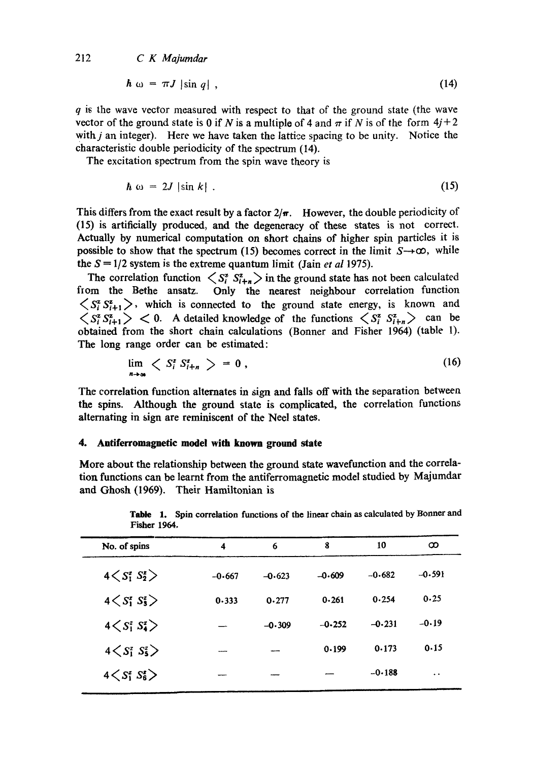$$\hbar \omega = \pi J |\sin q| , \tag{14}$$

$q$ is the wave vector measured with respect to that of the ground state (the wave vector of the ground state is 0 if $N$ is a multiple of 4 and $\pi$ if $N$ is of the form $4j+2$ with $j$ an integer). Here we have taken the lattice spacing to be unity. Notice the characteristic double periodicity of the spectrum (14).

The excitation spectrum from the spin wave theory is

$$\hbar \omega = 2J |\sin k| . \tag{15}$$

This differs from the exact result by a factor $2/\pi$. However, the double periodicity of (15) is artificially produced, and the degeneracy of these states is not correct. Actually by numerical computation on short chains of higher spin particles it is possible to show that the spectrum (15) becomes correct in the limit $S \rightarrow \infty$, while the $S = 1/2$ system is the extreme quantum limit (Jain *et al* 1975).

The correlation function $\langle S_i^z S_{i+n}^z \rangle$ in the ground state has not been calculated from the Bethe ansatz. Only the nearest neighbour correlation function $\langle S_i^z S_{i+1}^z \rangle$, which is connected to the ground state energy, is known and $\langle S_i^z S_{i+1}^z \rangle < 0$. A detailed knowledge of the functions $\langle S_i^z S_{i+n}^z \rangle$ can be obtained from the short chain calculations (Bonner and Fisher 1964) (table 1). The long range order can be estimated:

$$\lim_{n \rightarrow \infty} \langle S_i^z S_{i+n}^z \rangle = 0 , \tag{16}$$

The correlation function alternates in sign and falls off with the separation between the spins. Although the ground state is complicated, the correlation functions alternating in sign are reminiscent of the Neel states.

## 4. Antiferromagnetic model with known ground state

More about the relationship between the ground state wavefunction and the correlation functions can be learnt from the antiferromagnetic model studied by Majumdar and Ghosh (1969). Their Hamiltonian is

**Table 1.** Spin correlation functions of the linear chain as calculated by Bonner and Fisher 1964.

| No. of spins | 4 | 6 | 8 | 10 | $\infty$ |
|---|---|---|---|---|---|
| $4\langle S_1^z S_2^z \rangle$ | −0·667 | −0·623 | −0·609 | −0·682 | −0·591 |
| $4\langle S_1^z S_3^z \rangle$ | 0·333 | 0·277 | 0·261 | 0·254 | 0·25 |
| $4\langle S_1^z S_4^z \rangle$ | — | −0·309 | −0·252 | −0·231 | −0·19 |
| $4\langle S_1^z S_5^z \rangle$ | — | — | 0·199 | 0·173 | 0·15 |
| $4\langle S_1^z S_6^z \rangle$ | — | — | — | −0·188 | .. |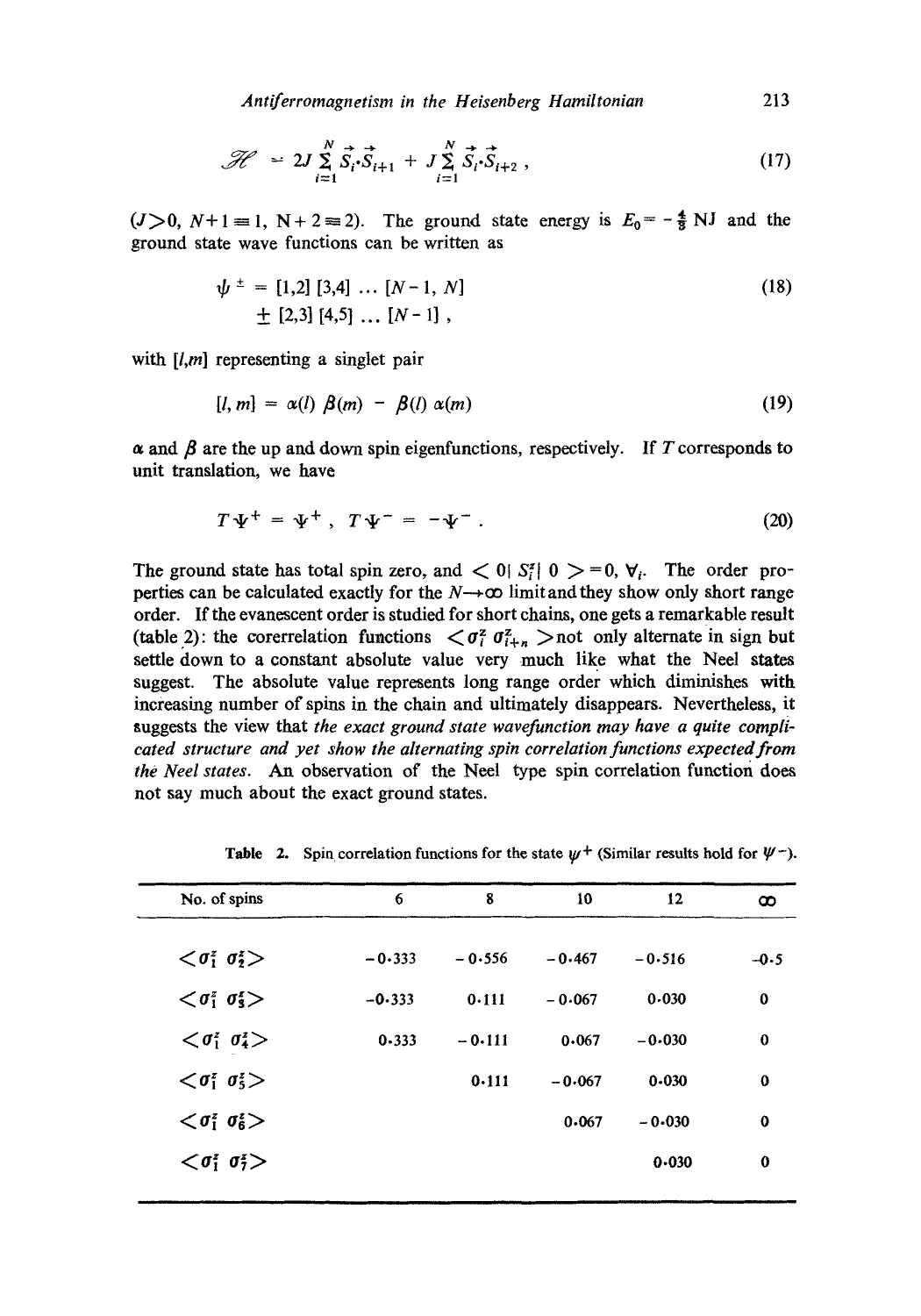$$\mathscr{H} = 2J \sum_{i=1}^{N} \vec{S}_i \cdot \vec{S}_{i+1} + J \sum_{i=1}^{N} \vec{S}_i \cdot \vec{S}_{i+2} , \tag{17}$$

($J>0$, $N+1 \equiv 1$, $N+2 \equiv 2$). The ground state energy is $E_0 = -\frac{4}{8} NJ$ and the ground state wave functions can be written as

$$\begin{aligned} \psi^{\pm} &= [1,2]\,[3,4]\,\ldots\,[N-1,\,N] \\ &\pm [2,3]\,[4,5]\,\ldots\,[N-1] , \end{aligned} \tag{18}$$

with $[l,m]$ representing a singlet pair

$$[l,\,m] = \alpha(l)\,\beta(m) - \beta(l)\,\alpha(m) \tag{19}$$

$\alpha$ and $\beta$ are the up and down spin eigenfunctions, respectively. If $T$ corresponds to unit translation, we have

$$T\Psi^{+} = \Psi^{+} , \quad T\Psi^{-} = -\Psi^{-} . \tag{20}$$

The ground state has total spin zero, and $\langle 0 | S_i^z | 0 \rangle = 0, \forall_i$. The order properties can be calculated exactly for the $N \to \infty$ limit and they show only short range order. If the evanescent order is studied for short chains, one gets a remarkable result (table 2): the corerrelation functions $\langle \sigma_i^z \, \sigma_{i+n}^z \rangle$ not only alternate in sign but settle down to a constant absolute value very much like what the Neel states suggest. The absolute value represents long range order which diminishes with increasing number of spins in the chain and ultimately disappears. Nevertheless, it suggests the view that *the exact ground state wavefunction may have a quite complicated structure and yet show the alternating spin correlation functions expected from the Neel states.* An observation of the Neel type spin correlation function does not say much about the exact ground states.

**Table 2.** Spin correlation functions for the state $\psi^+$ (Similar results hold for $\Psi^-$).

| No. of spins | 6 | 8 | 10 | 12 | $\infty$ |
|---|---|---|---|---|---|
| $\langle \sigma_1^z \, \sigma_2^z \rangle$ | −0·333 | −0·556 | −0·467 | −0·516 | −0·5 |
| $\langle \sigma_1^z \, \sigma_3^z \rangle$ | −0·333 | 0·111 | −0·067 | 0·030 | 0 |
| $\langle \sigma_1^z \, \sigma_4^z \rangle$ | 0·333 | −0·111 | 0·067 | −0·030 | 0 |
| $\langle \sigma_1^z \, \sigma_5^z \rangle$ | | 0·111 | −0·067 | 0·030 | 0 |
| $\langle \sigma_1^z \, \sigma_6^z \rangle$ | | | 0·067 | −0·030 | 0 |
| $\langle \sigma_1^z \, \sigma_7^z \rangle$ | | | | 0·030 | 0 |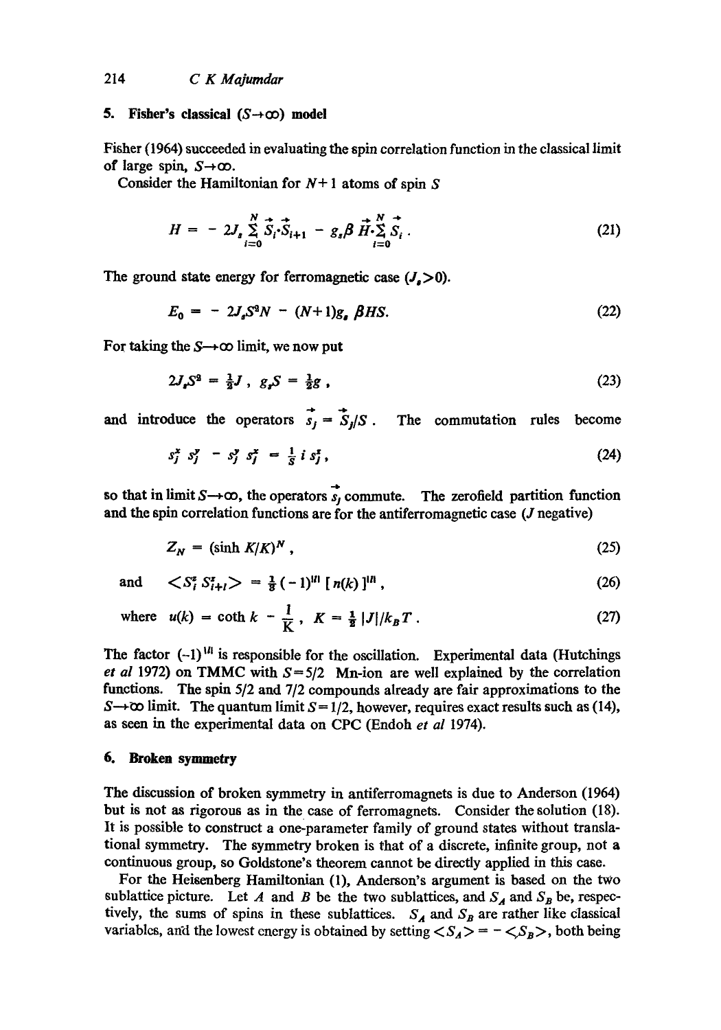## 5. Fisher's classical ($S \to \infty$) model

Fisher (1964) succeeded in evaluating the spin correlation function in the classical limit of large spin, $S \to \infty$.

Consider the Hamiltonian for $N+1$ atoms of spin $S$

$$H = -2J_s \sum_{i=0}^{N} \vec{S}_i \cdot \vec{S}_{i+1} - g_s \beta \vec{H} \cdot \sum_{i=0}^{N} \vec{S}_i . \tag{21}$$

The ground state energy for ferromagnetic case ($J_s > 0$).

$$E_0 = -2J_s S^2 N - (N+1) g_s \beta HS. \tag{22}$$

For taking the $S \to \infty$ limit, we now put

$$2J_s S^2 = \tfrac{1}{2} J , \quad g_s S = \tfrac{1}{2} g , \tag{23}$$

and introduce the operators $\vec{s}_j = \vec{S}_j / S$. The commutation rules become

$$s_j^x \, s_j^y - s_j^y \, s_j^x = \frac{1}{S} i \, s_j^z , \tag{24}$$

so that in limit $S \to \infty$, the operators $\vec{s}_j$ commute. The zerofield partition function and the spin correlation functions are for the antiferromagnetic case ($J$ negative)

$$Z_N = (\sinh K / K)^N , \tag{25}$$

and $$\langle S_i^z S_{i+l}^z \rangle = \tfrac{1}{3} (-1)^{|l|} [\, n(k) \,]^{|l|} , \tag{26}$$

where $$u(k) = \coth k - \frac{l}{\mathrm{K}} , \quad K = \tfrac{1}{2} |J| / k_B T . \tag{27}$$

The factor $(-1)^{|l|}$ is responsible for the oscillation. Experimental data (Hutchings *et al* 1972) on TMMC with $S = 5/2$ Mn-ion are well explained by the correlation functions. The spin 5/2 and 7/2 compounds already are fair approximations to the $S \to \infty$ limit. The quantum limit $S = 1/2$, however, requires exact results such as (14), as seen in the experimental data on CPC (Endoh *et al* 1974).

## 6. Broken symmetry

The discussion of broken symmetry in antiferromagnets is due to Anderson (1964) but is not as rigorous as in the case of ferromagnets. Consider the solution (18). It is possible to construct a one-parameter family of ground states without translational symmetry. The symmetry broken is that of a discrete, infinite group, not a continuous group, so Goldstone's theorem cannot be directly applied in this case.

For the Heisenberg Hamiltonian (1), Anderson's argument is based on the two sublattice picture. Let $A$ and $B$ be the two sublattices, and $S_A$ and $S_B$ be, respectively, the sums of spins in these sublattices. $S_A$ and $S_B$ are rather like classical variables, and the lowest energy is obtained by setting $\langle S_A \rangle = -\langle S_B \rangle$, both being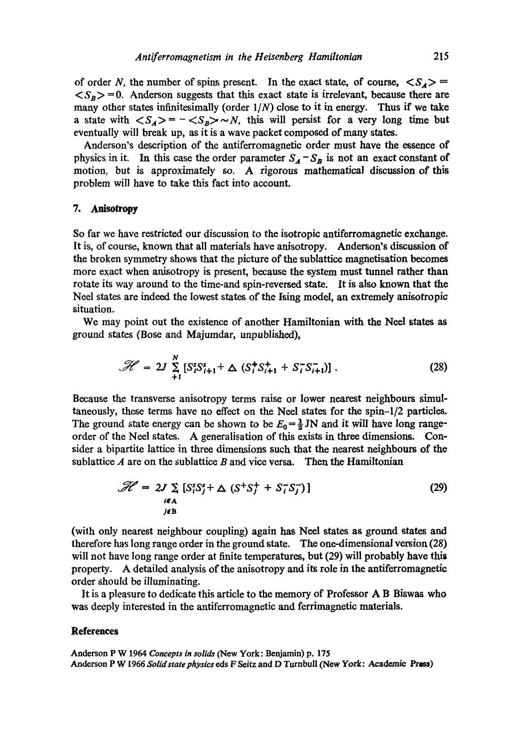of order $N$, the number of spins present. In the exact state, of course, $\langle S_A \rangle = \langle S_B \rangle = 0$. Anderson suggests that this exact state is irrelevant, because there are many other states infinitesimally (order $1/N$) close to it in energy. Thus if we take a state with $\langle S_A \rangle = -\langle S_B \rangle \sim N$, this will persist for a very long time but eventually will break up, as it is a wave packet composed of many states.

Anderson's description of the antiferromagnetic order must have the essence of physics in it. In this case the order parameter $S_A - S_B$ is not an exact constant of motion, but is approximately so. A rigorous mathematical discussion of this problem will have to take this fact into account.

## 7. Anisotropy

So far we have restricted our discussion to the isotropic antiferromagnetic exchange. It is, of course, known that all materials have anisotropy. Anderson's discussion of the broken symmetry shows that the picture of the sublattice magnetisation becomes more exact when anisotropy is present, because the system must tunnel rather than rotate its way around to the time-and spin-reversed state. It is also known that the Neel states are indeed the lowest states of the Ising model, an extremely anisotropic situation.

We may point out the existence of another Hamiltonian with the Neel states as ground states (Bose and Majumdar, unpublished),

$$\mathscr{H} = 2J \sum_{+1}^{N} [S_i^z S_{i+1}^z + \Delta \, (S_i^+ S_{i+1}^+ + S_i^- S_{i+1}^-)] \, . \tag{28}$$

Because the transverse anisotropy terms raise or lower nearest neighbours simultaneously, these terms have no effect on the Neel states for the spin-1/2 particles. The ground state energy can be shown to be $E_0 = \frac{1}{2} JN$ and it will have long range-order of the Neel states. A generalisation of this exists in three dimensions. Consider a bipartite lattice in three dimensions such that the nearest neighbours of the sublattice $A$ are on the sublattice $B$ and vice versa. Then the Hamiltonian

$$\mathscr{H} = 2J \sum_{\substack{i \in A \\ j \in B}} [S_i^z S_j^z + \Delta \, (S^+ S_j^+ + S_i^- S_j^-)] \tag{29}$$

(with only nearest neighbour coupling) again has Neel states as ground states and therefore has long range order in the ground state. The one-dimensional version (28) will not have long range order at finite temperatures, but (29) will probably have this property. A detailed analysis of the anisotropy and its role in the antiferromagnetic order should be illuminating.

It is a pleasure to dedicate this article to the memory of Professor A B Biswas who was deeply interested in the antiferromagnetic and ferrimagnetic materials.

## References

Anderson P W 1964 *Concepts in solids* (New York: Benjamin) p. 175

Anderson P W 1966 *Solid state physics* eds F Seitz and D Turnbull (New York: Academic Press)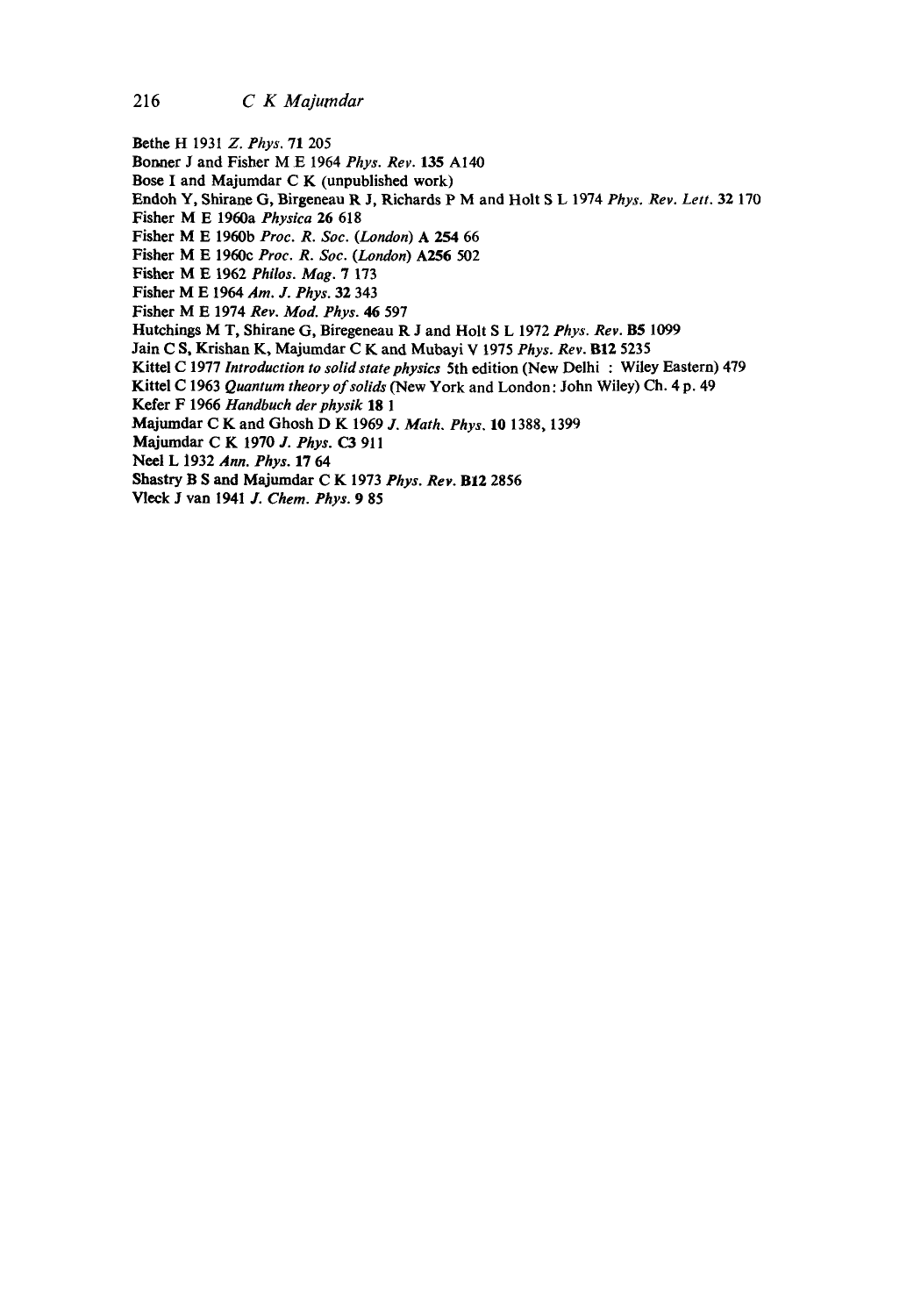Bethe H 1931 *Z. Phys.* **71** 205

Bonner J and Fisher M E 1964 *Phys. Rev.* **135** A140

Bose I and Majumdar C K (unpublished work)

Endoh Y, Shirane G, Birgeneau R J, Richards P M and Holt S L 1974 *Phys. Rev. Lett.* **32** 170

Fisher M E 1960a *Physica* **26** 618

Fisher M E 1960b *Proc. R. Soc. (London)* **A 254** 66

Fisher M E 1960c *Proc. R. Soc. (London)* **A256** 502

Fisher M E 1962 *Philos. Mag.* **7** 173

Fisher M E 1964 *Am. J. Phys.* **32** 343

Fisher M E 1974 *Rev. Mod. Phys.* **46** 597

Hutchings M T, Shirane G, Biregeneau R J and Holt S L 1972 *Phys. Rev.* **B5** 1099

Jain C S, Krishan K, Majumdar C K and Mubayi V 1975 *Phys. Rev.* **B12** 5235

Kittel C 1977 *Introduction to solid state physics* 5th edition (New Delhi : Wiley Eastern) 479

Kittel C 1963 *Quantum theory of solids* (New York and London: John Wiley) Ch. 4 p. 49

Kefer F 1966 *Handbuch der physik* **18** 1

Majumdar C K and Ghosh D K 1969 *J. Math. Phys.* **10** 1388, 1399

Majumdar C K 1970 *J. Phys.* **C3** 911

Neel L 1932 *Ann. Phys.* **17** 64

Shastry B S and Majumdar C K 1973 *Phys. Rev.* **B12** 2856

Vleck J van 1941 *J. Chem. Phys.* **9** 85